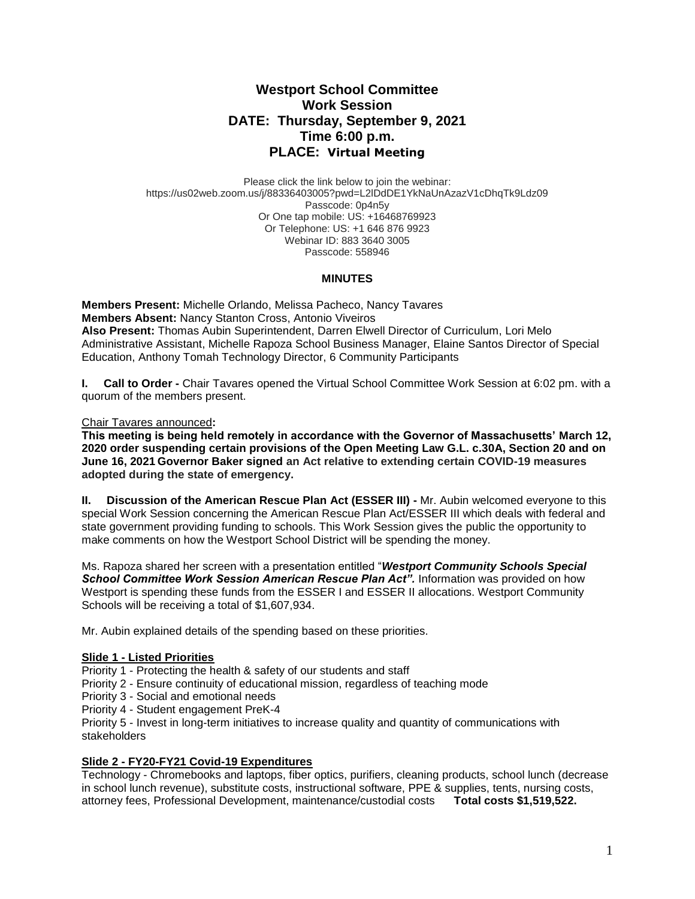# Westport School Committee
## Work Session
## DATE: Thursday, September 9, 2021
## Time 6:00 p.m.
## PLACE: Virtual Meeting

Please click the link below to join the webinar:
https://us02web.zoom.us/j/88336403005?pwd=L2lDdDE1YkNaUnAzazV1cDhqTk9Ldz09
Passcode: 0p4n5y
Or One tap mobile: US: +16468769923
Or Telephone: US: +1 646 876 9923
Webinar ID: 883 3640 3005
Passcode: 558946

### MINUTES

**Members Present:** Michelle Orlando, Melissa Pacheco, Nancy Tavares
**Members Absent:** Nancy Stanton Cross, Antonio Viveiros
**Also Present:** Thomas Aubin Superintendent, Darren Elwell Director of Curriculum, Lori Melo Administrative Assistant, Michelle Rapoza School Business Manager, Elaine Santos Director of Special Education, Anthony Tomah Technology Director, 6 Community Participants

**I. Call to Order -** Chair Tavares opened the Virtual School Committee Work Session at 6:02 pm. with a quorum of the members present.

Chair Tavares announced**:**
**This meeting is being held remotely in accordance with the Governor of Massachusetts' March 12, 2020 order suspending certain provisions of the Open Meeting Law G.L. c.30A, Section 20 and on June 16, 2021 Governor Baker signed an Act relative to extending certain COVID-19 measures adopted during the state of emergency.**

**II. Discussion of the American Rescue Plan Act (ESSER III) -** Mr. Aubin welcomed everyone to this special Work Session concerning the American Rescue Plan Act/ESSER III which deals with federal and state government providing funding to schools. This Work Session gives the public the opportunity to make comments on how the Westport School District will be spending the money.

Ms. Rapoza shared her screen with a presentation entitled "***Westport Community Schools Special School Committee Work Session American Rescue Plan Act".*** Information was provided on how Westport is spending these funds from the ESSER I and ESSER II allocations. Westport Community Schools will be receiving a total of $1,607,934.

Mr. Aubin explained details of the spending based on these priorities.

**Slide 1 - Listed Priorities**
Priority 1 - Protecting the health & safety of our students and staff
Priority 2 - Ensure continuity of educational mission, regardless of teaching mode
Priority 3 - Social and emotional needs
Priority 4 - Student engagement PreK-4
Priority 5 - Invest in long-term initiatives to increase quality and quantity of communications with stakeholders

**Slide 2 - FY20-FY21 Covid-19 Expenditures**
Technology - Chromebooks and laptops, fiber optics, purifiers, cleaning products, school lunch (decrease in school lunch revenue), substitute costs, instructional software, PPE & supplies, tents, nursing costs, attorney fees, Professional Development, maintenance/custodial costs **Total costs $1,519,522.**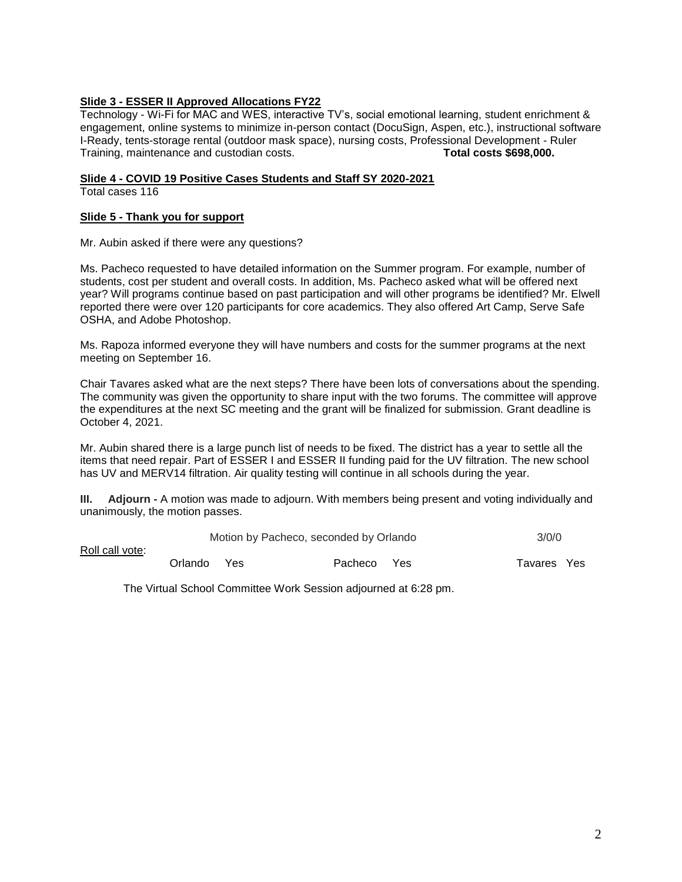**Slide 3 - ESSER II Approved Allocations FY22**

Technology - Wi-Fi for MAC and WES, interactive TV's, social emotional learning, student enrichment & engagement, online systems to minimize in-person contact (DocuSign, Aspen, etc.), instructional software I-Ready, tents-storage rental (outdoor mask space), nursing costs, Professional Development - Ruler Training, maintenance and custodian costs. **Total costs $698,000.**

**Slide 4 - COVID 19 Positive Cases Students and Staff SY 2020-2021**

Total cases 116

**Slide 5 - Thank you for support**

Mr. Aubin asked if there were any questions?

Ms. Pacheco requested to have detailed information on the Summer program. For example, number of students, cost per student and overall costs. In addition, Ms. Pacheco asked what will be offered next year? Will programs continue based on past participation and will other programs be identified? Mr. Elwell reported there were over 120 participants for core academics. They also offered Art Camp, Serve Safe OSHA, and Adobe Photoshop.

Ms. Rapoza informed everyone they will have numbers and costs for the summer programs at the next meeting on September 16.

Chair Tavares asked what are the next steps? There have been lots of conversations about the spending. The community was given the opportunity to share input with the two forums. The committee will approve the expenditures at the next SC meeting and the grant will be finalized for submission. Grant deadline is October 4, 2021.

Mr. Aubin shared there is a large punch list of needs to be fixed. The district has a year to settle all the items that need repair. Part of ESSER I and ESSER II funding paid for the UV filtration. The new school has UV and MERV14 filtration. Air quality testing will continue in all schools during the year.

**III. Adjourn -** A motion was made to adjourn. With members being present and voting individually and unanimously, the motion passes.

Motion by Pacheco, seconded by Orlando 3/0/0

Roll call vote:

Orlando Yes Pacheco Yes Tavares Yes

The Virtual School Committee Work Session adjourned at 6:28 pm.